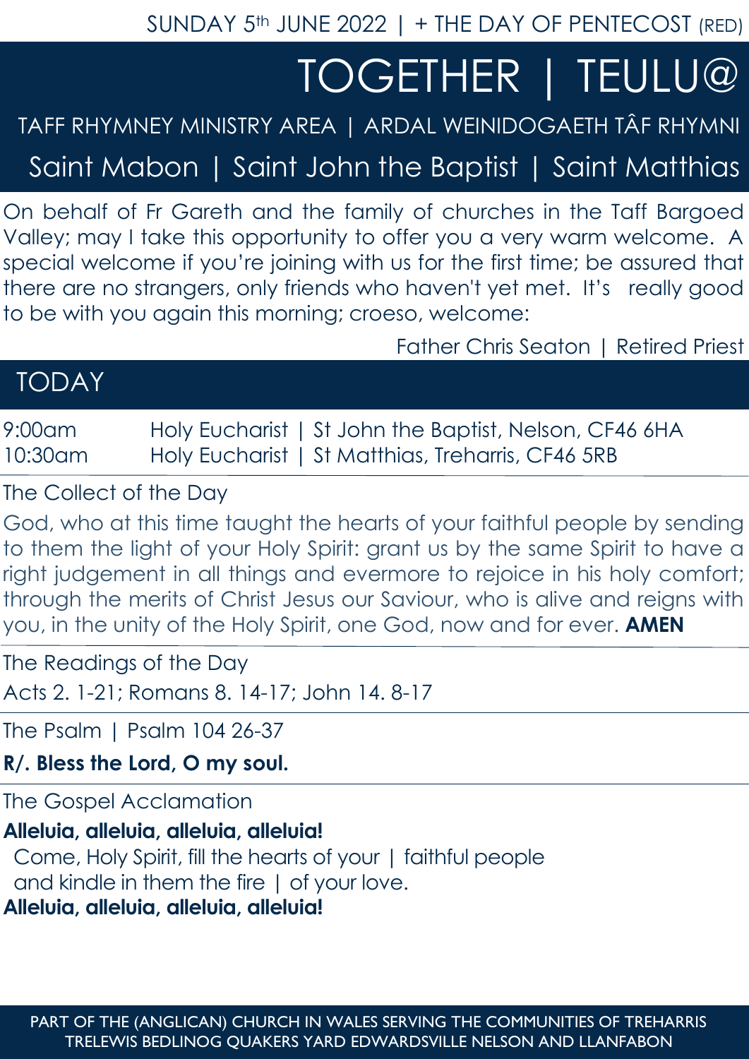SUNDAY 5th JUNE 2022 | + THE DAY OF PENTECOST (RED)

# TOGETHER | TEULU@

TAFF RHYMNEY MINISTRY AREA | ARDAL WEINIDOGAETH TÂF RHYMNI

Saint Mabon | Saint John the Baptist | Saint Matthias

On behalf of Fr Gareth and the family of churches in the Taff Bargoed Valley; may I take this opportunity to offer you a very warm welcome. A special welcome if you're joining with us for the first time; be assured that there are no strangers, only friends who haven't yet met. It's really good to be with you again this morning; croeso, welcome:

Father Chris Seaton | Retired Priest

## TODAY

| | |
|---|---|
| 9:00am | Holy Eucharist \| St John the Baptist, Nelson, CF46 6HA |
| 10:30am | Holy Eucharist \| St Matthias, Treharris, CF46 5RB |

### The Collect of the Day

God, who at this time taught the hearts of your faithful people by sending to them the light of your Holy Spirit: grant us by the same Spirit to have a right judgement in all things and evermore to rejoice in his holy comfort; through the merits of Christ Jesus our Saviour, who is alive and reigns with you, in the unity of the Holy Spirit, one God, now and for ever. **AMEN**

### The Readings of the Day

Acts 2. 1-21; Romans 8. 14-17; John 14. 8-17

### The Psalm | Psalm 104 26-37

**R/. Bless the Lord, O my soul.**

### The Gospel Acclamation

**Alleluia, alleluia, alleluia, alleluia!**
Come, Holy Spirit, fill the hearts of your | faithful people
and kindle in them the fire | of your love.
**Alleluia, alleluia, alleluia, alleluia!**

PART OF THE (ANGLICAN) CHURCH IN WALES SERVING THE COMMUNITIES OF TREHARRIS TRELEWIS BEDLINOG QUAKERS YARD EDWARDSVILLE NELSON AND LLANFABON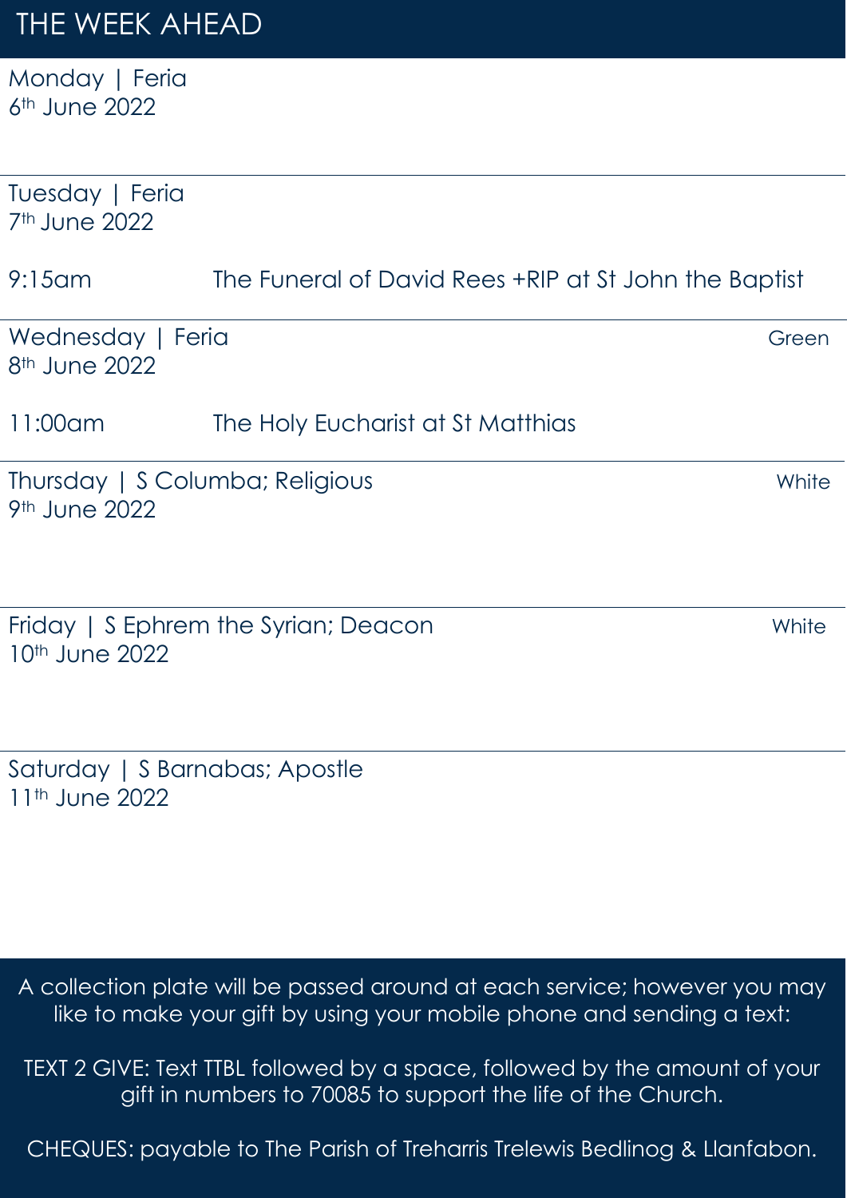# THE WEEK AHEAD

**Monday | Feria**
6th June 2022

---

**Tuesday | Feria**
7th June 2022

9:15am — The Funeral of David Rees +RIP at St John the Baptist

---

**Wednesday | Feria** — Green
8th June 2022

11:00am — The Holy Eucharist at St Matthias

---

**Thursday | S Columba; Religious** — White
9th June 2022

---

**Friday | S Ephrem the Syrian; Deacon** — White
10th June 2022

---

**Saturday | S Barnabas; Apostle**
11th June 2022

---

A collection plate will be passed around at each service; however you may like to make your gift by using your mobile phone and sending a text:

TEXT 2 GIVE: Text TTBL followed by a space, followed by the amount of your gift in numbers to 70085 to support the life of the Church.

CHEQUES: payable to The Parish of Treharris Trelewis Bedlinog & Llanfabon.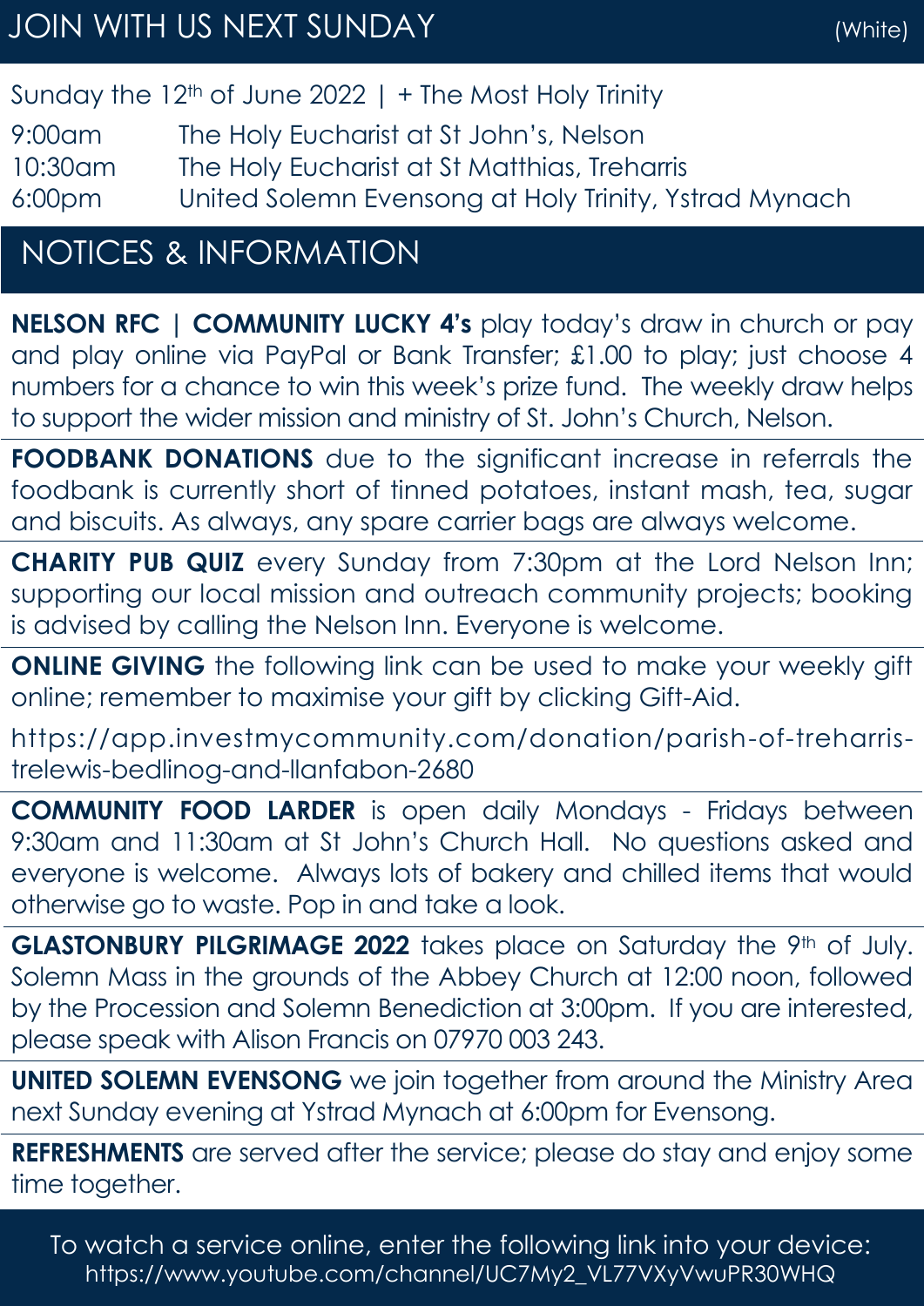## JOIN WITH US NEXT SUNDAY

(White)

Sunday the 12th of June 2022 | + The Most Holy Trinity

| | |
|---|---|
| 9:00am | The Holy Eucharist at St John's, Nelson |
| 10:30am | The Holy Eucharist at St Matthias, Treharris |
| 6:00pm | United Solemn Evensong at Holy Trinity, Ystrad Mynach |

## NOTICES & INFORMATION

**NELSON RFC | COMMUNITY LUCKY 4's** play today's draw in church or pay and play online via PayPal or Bank Transfer; £1.00 to play; just choose 4 numbers for a chance to win this week's prize fund. The weekly draw helps to support the wider mission and ministry of St. John's Church, Nelson.

**FOODBANK DONATIONS** due to the significant increase in referrals the foodbank is currently short of tinned potatoes, instant mash, tea, sugar and biscuits. As always, any spare carrier bags are always welcome.

**CHARITY PUB QUIZ** every Sunday from 7:30pm at the Lord Nelson Inn; supporting our local mission and outreach community projects; booking is advised by calling the Nelson Inn. Everyone is welcome.

**ONLINE GIVING** the following link can be used to make your weekly gift online; remember to maximise your gift by clicking Gift-Aid.

https://app.investmycommunity.com/donation/parish-of-treharris-trelewis-bedlinog-and-llanfabon-2680

**COMMUNITY FOOD LARDER** is open daily Mondays - Fridays between 9:30am and 11:30am at St John's Church Hall. No questions asked and everyone is welcome. Always lots of bakery and chilled items that would otherwise go to waste. Pop in and take a look.

**GLASTONBURY PILGRIMAGE 2022** takes place on Saturday the 9th of July. Solemn Mass in the grounds of the Abbey Church at 12:00 noon, followed by the Procession and Solemn Benediction at 3:00pm. If you are interested, please speak with Alison Francis on 07970 003 243.

**UNITED SOLEMN EVENSONG** we join together from around the Ministry Area next Sunday evening at Ystrad Mynach at 6:00pm for Evensong.

**REFRESHMENTS** are served after the service; please do stay and enjoy some time together.

To watch a service online, enter the following link into your device:
https://www.youtube.com/channel/UC7My2_VL77VXyVwuPR30WHQ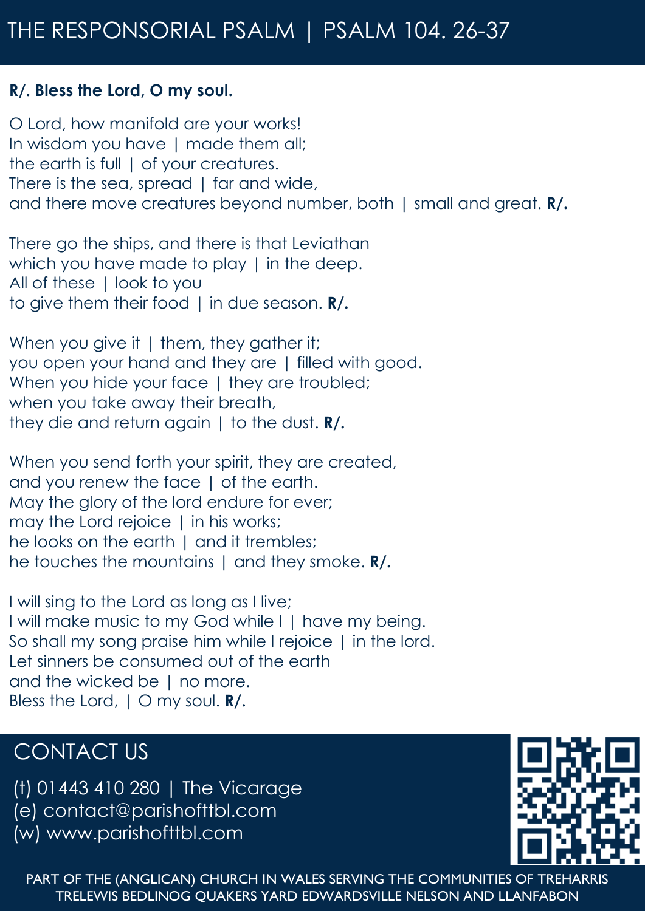# THE RESPONSORIAL PSALM | PSALM 104. 26-37

**R/. Bless the Lord, O my soul.**

O Lord, how manifold are your works!  
In wisdom you have | made them all;  
the earth is full | of your creatures.  
There is the sea, spread | far and wide,  
and there move creatures beyond number, both | small and great. **R/.**

There go the ships, and there is that Leviathan  
which you have made to play | in the deep.  
All of these | look to you  
to give them their food | in due season. **R/.**

When you give it | them, they gather it;  
you open your hand and they are | filled with good.  
When you hide your face | they are troubled;  
when you take away their breath,  
they die and return again | to the dust. **R/.**

When you send forth your spirit, they are created,  
and you renew the face | of the earth.  
May the glory of the lord endure for ever;  
may the Lord rejoice | in his works;  
he looks on the earth | and it trembles;  
he touches the mountains | and they smoke. **R/.**

I will sing to the Lord as long as I live;  
I will make music to my God while I | have my being.  
So shall my song praise him while I rejoice | in the lord.  
Let sinners be consumed out of the earth  
and the wicked be | no more.  
Bless the Lord, | O my soul. **R/.**

## CONTACT US

(t) 01443 410 280 | The Vicarage  
(e) contact@parishofttbl.com  
(w) www.parishofttbl.com

PART OF THE (ANGLICAN) CHURCH IN WALES SERVING THE COMMUNITIES OF TREHARRIS TRELEWIS BEDLINOG QUAKERS YARD EDWARDSVILLE NELSON AND LLANFABON